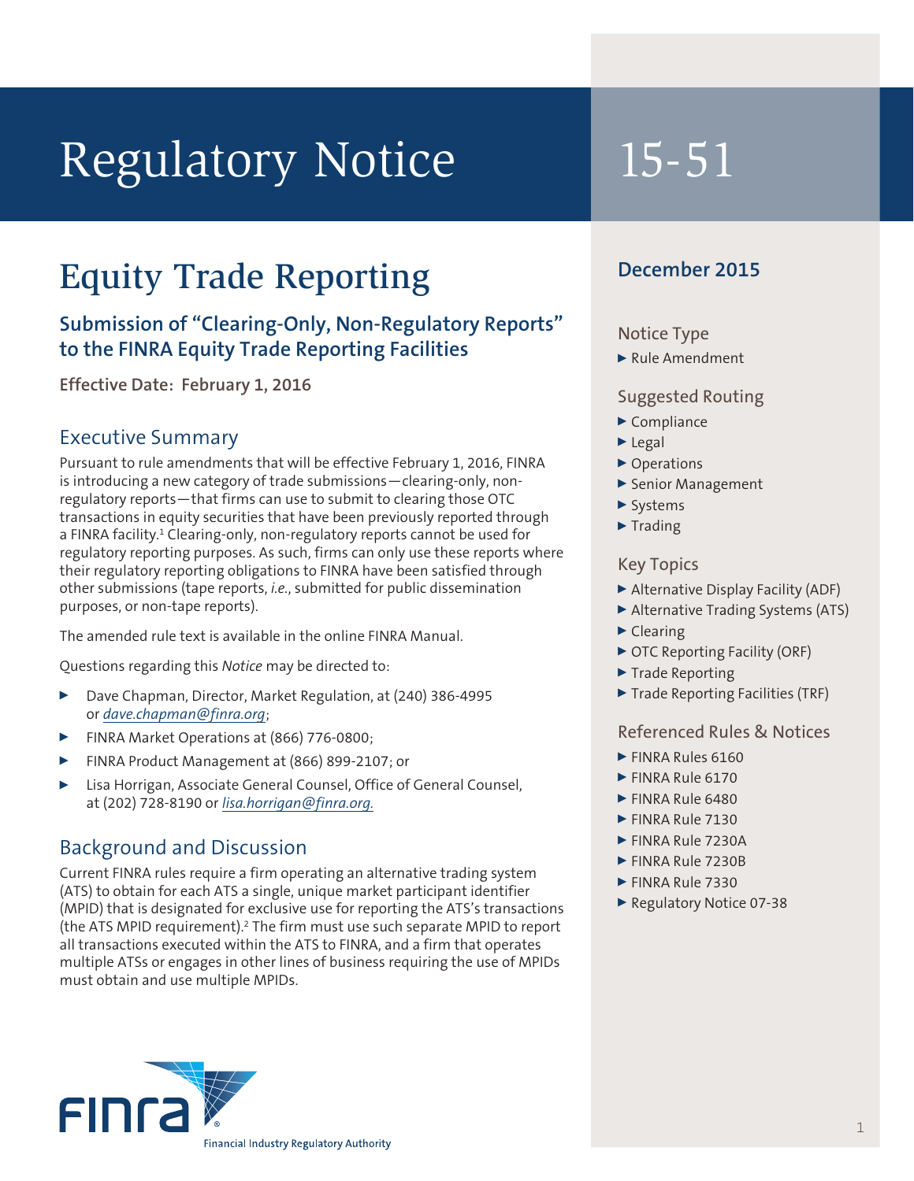# Regulatory Notice 15-51

## Equity Trade Reporting

### Submission of "Clearing-Only, Non-Regulatory Reports" to the FINRA Equity Trade Reporting Facilities

**Effective Date: February 1, 2016**

**December 2015**

#### Notice Type

- Rule Amendment

#### Suggested Routing

- Compliance
- Legal
- Operations
- Senior Management
- Systems
- Trading

#### Key Topics

- Alternative Display Facility (ADF)
- Alternative Trading Systems (ATS)
- Clearing
- OTC Reporting Facility (ORF)
- Trade Reporting
- Trade Reporting Facilities (TRF)

#### Referenced Rules & Notices

- FINRA Rules 6160
- FINRA Rule 6170
- FINRA Rule 6480
- FINRA Rule 7130
- FINRA Rule 7230A
- FINRA Rule 7230B
- FINRA Rule 7330
- Regulatory Notice 07-38

## Executive Summary

Pursuant to rule amendments that will be effective February 1, 2016, FINRA is introducing a new category of trade submissions—clearing-only, non-regulatory reports—that firms can use to submit to clearing those OTC transactions in equity securities that have been previously reported through a FINRA facility.[1] Clearing-only, non-regulatory reports cannot be used for regulatory reporting purposes. As such, firms can only use these reports where their regulatory reporting obligations to FINRA have been satisfied through other submissions (tape reports, *i.e.*, submitted for public dissemination purposes, or non-tape reports).

The amended rule text is available in the online FINRA Manual.

Questions regarding this *Notice* may be directed to:

- Dave Chapman, Director, Market Regulation, at (240) 386-4995 or *dave.chapman@finra.org*;
- FINRA Market Operations at (866) 776-0800;
- FINRA Product Management at (866) 899-2107; or
- Lisa Horrigan, Associate General Counsel, Office of General Counsel, at (202) 728-8190 or *lisa.horrigan@finra.org.*

## Background and Discussion

Current FINRA rules require a firm operating an alternative trading system (ATS) to obtain for each ATS a single, unique market participant identifier (MPID) that is designated for exclusive use for reporting the ATS's transactions (the ATS MPID requirement).[2] The firm must use such separate MPID to report all transactions executed within the ATS to FINRA, and a firm that operates multiple ATSs or engages in other lines of business requiring the use of MPIDs must obtain and use multiple MPIDs.

FINRA Financial Industry Regulatory Authority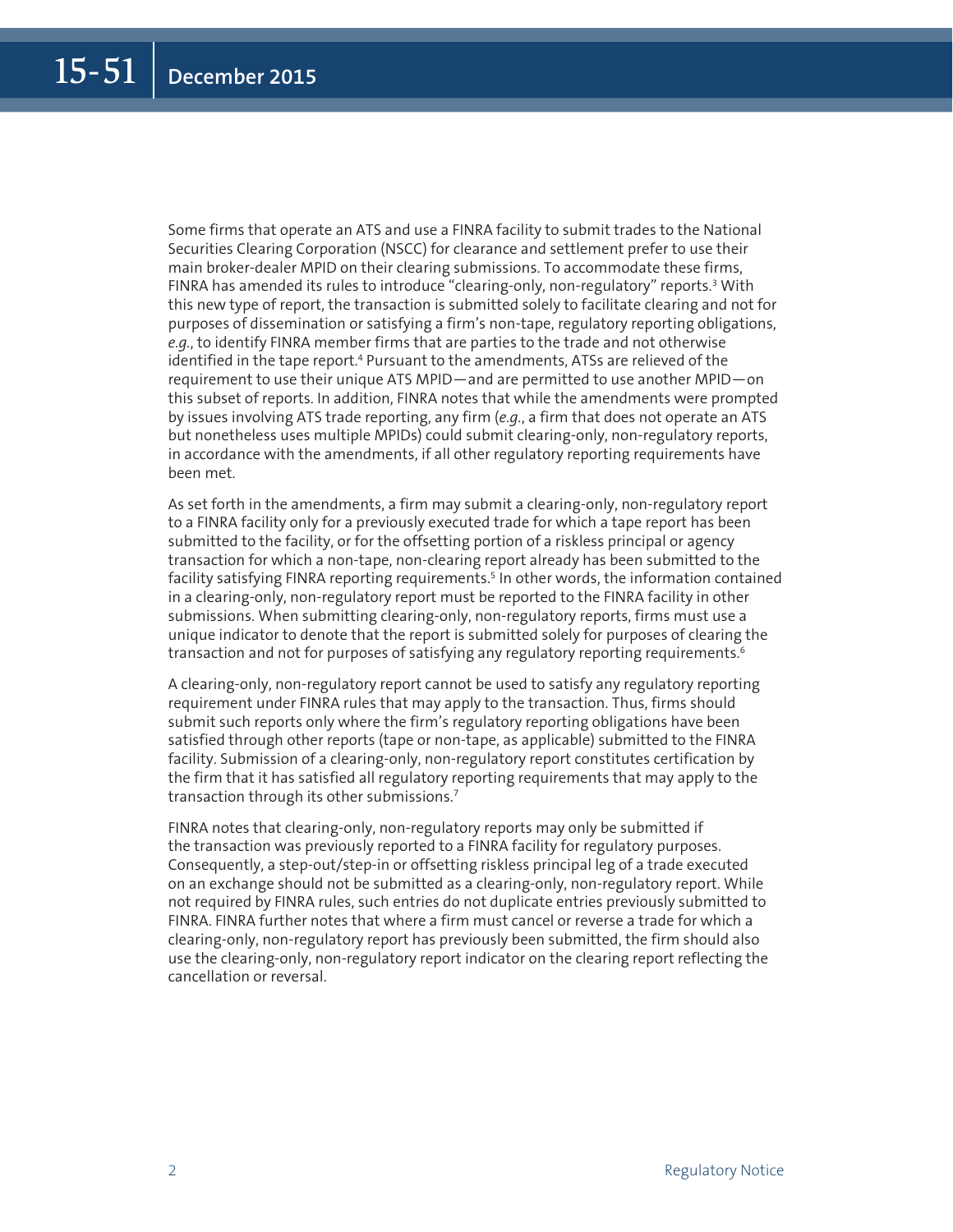Some firms that operate an ATS and use a FINRA facility to submit trades to the National Securities Clearing Corporation (NSCC) for clearance and settlement prefer to use their main broker-dealer MPID on their clearing submissions. To accommodate these firms, FINRA has amended its rules to introduce "clearing-only, non-regulatory" reports.[3] With this new type of report, the transaction is submitted solely to facilitate clearing and not for purposes of dissemination or satisfying a firm's non-tape, regulatory reporting obligations, *e.g.*, to identify FINRA member firms that are parties to the trade and not otherwise identified in the tape report.[4] Pursuant to the amendments, ATSs are relieved of the requirement to use their unique ATS MPID—and are permitted to use another MPID—on this subset of reports. In addition, FINRA notes that while the amendments were prompted by issues involving ATS trade reporting, any firm (*e.g.*, a firm that does not operate an ATS but nonetheless uses multiple MPIDs) could submit clearing-only, non-regulatory reports, in accordance with the amendments, if all other regulatory reporting requirements have been met.

As set forth in the amendments, a firm may submit a clearing-only, non-regulatory report to a FINRA facility only for a previously executed trade for which a tape report has been submitted to the facility, or for the offsetting portion of a riskless principal or agency transaction for which a non-tape, non-clearing report already has been submitted to the facility satisfying FINRA reporting requirements.[5] In other words, the information contained in a clearing-only, non-regulatory report must be reported to the FINRA facility in other submissions. When submitting clearing-only, non-regulatory reports, firms must use a unique indicator to denote that the report is submitted solely for purposes of clearing the transaction and not for purposes of satisfying any regulatory reporting requirements.[6]

A clearing-only, non-regulatory report cannot be used to satisfy any regulatory reporting requirement under FINRA rules that may apply to the transaction. Thus, firms should submit such reports only where the firm's regulatory reporting obligations have been satisfied through other reports (tape or non-tape, as applicable) submitted to the FINRA facility. Submission of a clearing-only, non-regulatory report constitutes certification by the firm that it has satisfied all regulatory reporting requirements that may apply to the transaction through its other submissions.[7]

FINRA notes that clearing-only, non-regulatory reports may only be submitted if the transaction was previously reported to a FINRA facility for regulatory purposes. Consequently, a step-out/step-in or offsetting riskless principal leg of a trade executed on an exchange should not be submitted as a clearing-only, non-regulatory report. While not required by FINRA rules, such entries do not duplicate entries previously submitted to FINRA. FINRA further notes that where a firm must cancel or reverse a trade for which a clearing-only, non-regulatory report has previously been submitted, the firm should also use the clearing-only, non-regulatory report indicator on the clearing report reflecting the cancellation or reversal.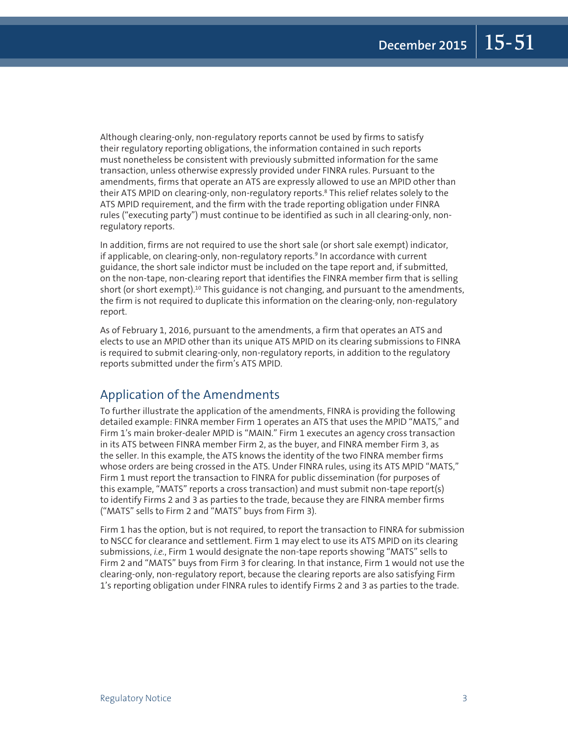Although clearing-only, non-regulatory reports cannot be used by firms to satisfy their regulatory reporting obligations, the information contained in such reports must nonetheless be consistent with previously submitted information for the same transaction, unless otherwise expressly provided under FINRA rules. Pursuant to the amendments, firms that operate an ATS are expressly allowed to use an MPID other than their ATS MPID on clearing-only, non-regulatory reports.[8] This relief relates solely to the ATS MPID requirement, and the firm with the trade reporting obligation under FINRA rules ("executing party") must continue to be identified as such in all clearing-only, non-regulatory reports.

In addition, firms are not required to use the short sale (or short sale exempt) indicator, if applicable, on clearing-only, non-regulatory reports.[9] In accordance with current guidance, the short sale indictor must be included on the tape report and, if submitted, on the non-tape, non-clearing report that identifies the FINRA member firm that is selling short (or short sale exempt).[10] This guidance is not changing, and pursuant to the amendments, the firm is not required to duplicate this information on the clearing-only, non-regulatory report.

As of February 1, 2016, pursuant to the amendments, a firm that operates an ATS and elects to use an MPID other than its unique ATS MPID on its clearing submissions to FINRA is required to submit clearing-only, non-regulatory reports, in addition to the regulatory reports submitted under the firm's ATS MPID.

## Application of the Amendments

To further illustrate the application of the amendments, FINRA is providing the following detailed example: FINRA member Firm 1 operates an ATS that uses the MPID "MATS," and Firm 1's main broker-dealer MPID is "MAIN." Firm 1 executes an agency cross transaction in its ATS between FINRA member Firm 2, as the buyer, and FINRA member Firm 3, as the seller. In this example, the ATS knows the identity of the two FINRA member firms whose orders are being crossed in the ATS. Under FINRA rules, using its ATS MPID "MATS," Firm 1 must report the transaction to FINRA for public dissemination (for purposes of this example, "MATS" reports a cross transaction) and must submit non-tape report(s) to identify Firms 2 and 3 as parties to the trade, because they are FINRA member firms ("MATS" sells to Firm 2 and "MATS" buys from Firm 3).

Firm 1 has the option, but is not required, to report the transaction to FINRA for submission to NSCC for clearance and settlement. Firm 1 may elect to use its ATS MPID on its clearing submissions, *i.e.*, Firm 1 would designate the non-tape reports showing "MATS" sells to Firm 2 and "MATS" buys from Firm 3 for clearing. In that instance, Firm 1 would not use the clearing-only, non-regulatory report, because the clearing reports are also satisfying Firm 1's reporting obligation under FINRA rules to identify Firms 2 and 3 as parties to the trade.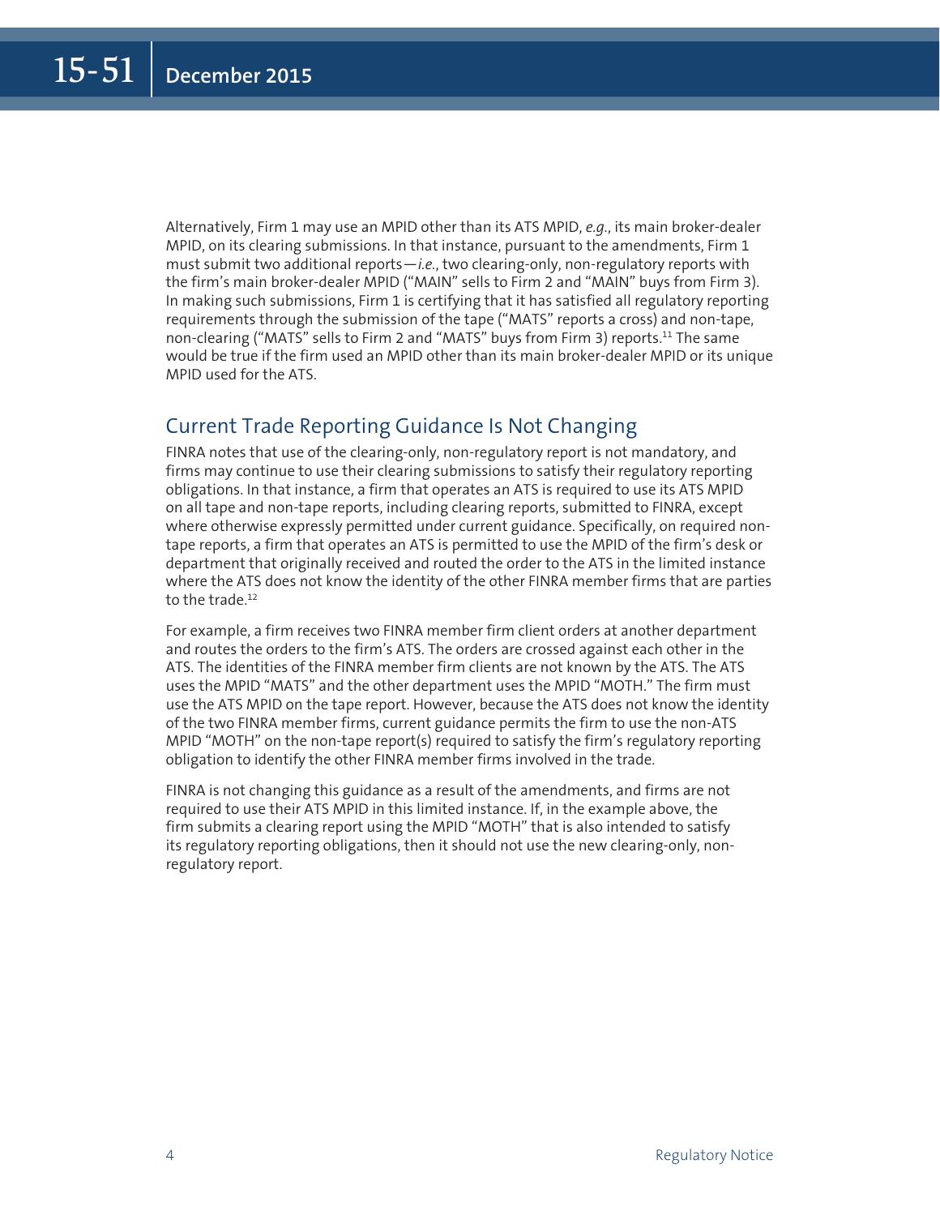Alternatively, Firm 1 may use an MPID other than its ATS MPID, *e.g.*, its main broker-dealer MPID, on its clearing submissions. In that instance, pursuant to the amendments, Firm 1 must submit two additional reports—*i.e.*, two clearing-only, non-regulatory reports with the firm's main broker-dealer MPID ("MAIN" sells to Firm 2 and "MAIN" buys from Firm 3). In making such submissions, Firm 1 is certifying that it has satisfied all regulatory reporting requirements through the submission of the tape ("MATS" reports a cross) and non-tape, non-clearing ("MATS" sells to Firm 2 and "MATS" buys from Firm 3) reports.[11] The same would be true if the firm used an MPID other than its main broker-dealer MPID or its unique MPID used for the ATS.

## Current Trade Reporting Guidance Is Not Changing

FINRA notes that use of the clearing-only, non-regulatory report is not mandatory, and firms may continue to use their clearing submissions to satisfy their regulatory reporting obligations. In that instance, a firm that operates an ATS is required to use its ATS MPID on all tape and non-tape reports, including clearing reports, submitted to FINRA, except where otherwise expressly permitted under current guidance. Specifically, on required non-tape reports, a firm that operates an ATS is permitted to use the MPID of the firm's desk or department that originally received and routed the order to the ATS in the limited instance where the ATS does not know the identity of the other FINRA member firms that are parties to the trade.[12]

For example, a firm receives two FINRA member firm client orders at another department and routes the orders to the firm's ATS. The orders are crossed against each other in the ATS. The identities of the FINRA member firm clients are not known by the ATS. The ATS uses the MPID "MATS" and the other department uses the MPID "MOTH." The firm must use the ATS MPID on the tape report. However, because the ATS does not know the identity of the two FINRA member firms, current guidance permits the firm to use the non-ATS MPID "MOTH" on the non-tape report(s) required to satisfy the firm's regulatory reporting obligation to identify the other FINRA member firms involved in the trade.

FINRA is not changing this guidance as a result of the amendments, and firms are not required to use their ATS MPID in this limited instance. If, in the example above, the firm submits a clearing report using the MPID "MOTH" that is also intended to satisfy its regulatory reporting obligations, then it should not use the new clearing-only, non-regulatory report.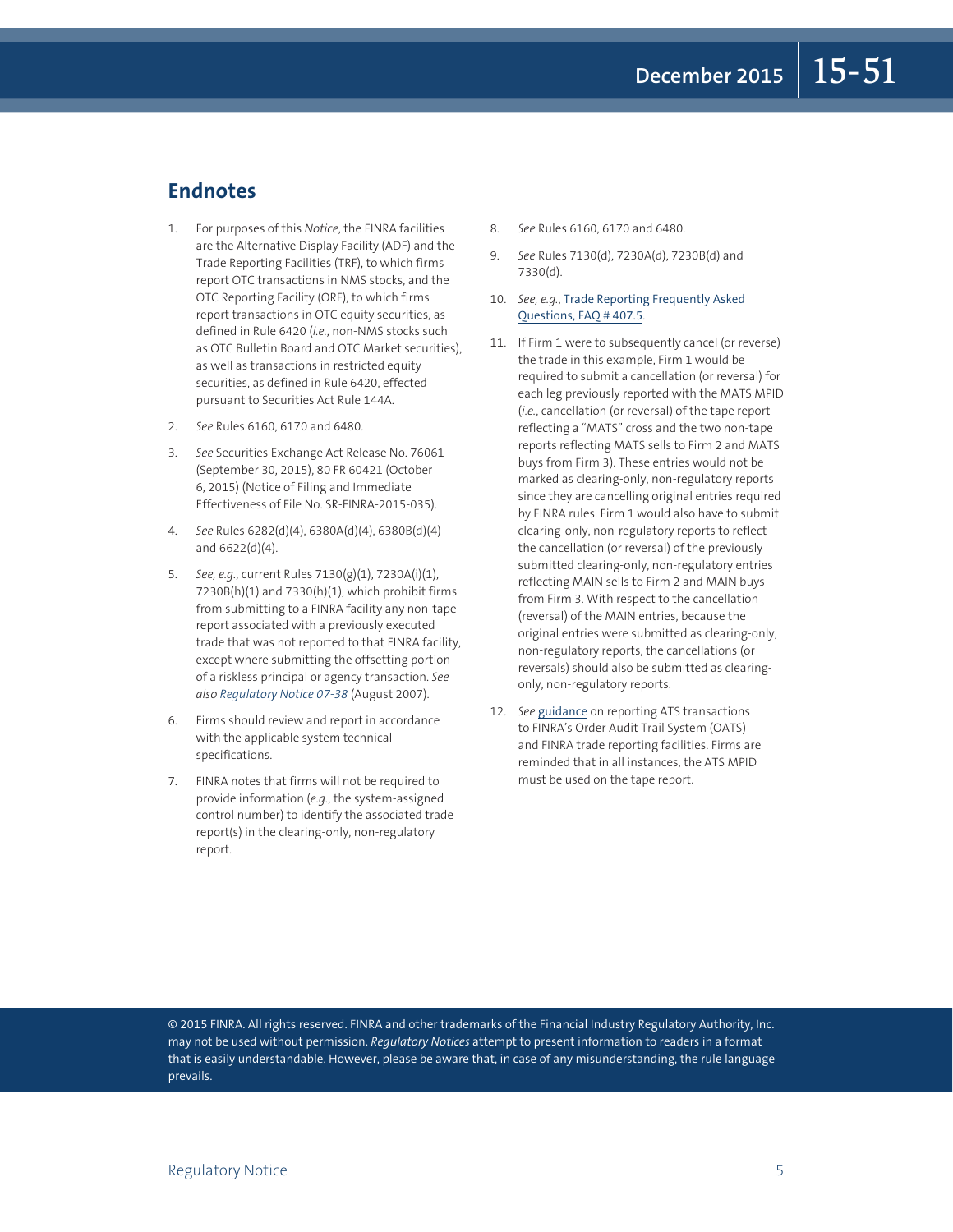## Endnotes

1. For purposes of this *Notice*, the FINRA facilities are the Alternative Display Facility (ADF) and the Trade Reporting Facilities (TRF), to which firms report OTC transactions in NMS stocks, and the OTC Reporting Facility (ORF), to which firms report transactions in OTC equity securities, as defined in Rule 6420 (*i.e.*, non-NMS stocks such as OTC Bulletin Board and OTC Market securities), as well as transactions in restricted equity securities, as defined in Rule 6420, effected pursuant to Securities Act Rule 144A.

2. *See* Rules 6160, 6170 and 6480.

3. *See* Securities Exchange Act Release No. 76061 (September 30, 2015), 80 FR 60421 (October 6, 2015) (Notice of Filing and Immediate Effectiveness of File No. SR-FINRA-2015-035).

4. *See* Rules 6282(d)(4), 6380A(d)(4), 6380B(d)(4) and 6622(d)(4).

5. *See, e.g.*, current Rules 7130(g)(1), 7230A(i)(1), 7230B(h)(1) and 7330(h)(1), which prohibit firms from submitting to a FINRA facility any non-tape report associated with a previously executed trade that was not reported to that FINRA facility, except where submitting the offsetting portion of a riskless principal or agency transaction. *See also* *Regulatory Notice 07-38* (August 2007).

6. Firms should review and report in accordance with the applicable system technical specifications.

7. FINRA notes that firms will not be required to provide information (*e.g.*, the system-assigned control number) to identify the associated trade report(s) in the clearing-only, non-regulatory report.

8. *See* Rules 6160, 6170 and 6480.

9. *See* Rules 7130(d), 7230A(d), 7230B(d) and 7330(d).

10. *See, e.g.*, Trade Reporting Frequently Asked Questions, FAQ # 407.5.

11. If Firm 1 were to subsequently cancel (or reverse) the trade in this example, Firm 1 would be required to submit a cancellation (or reversal) for each leg previously reported with the MATS MPID (*i.e.*, cancellation (or reversal) of the tape report reflecting a "MATS" cross and the two non-tape reports reflecting MATS sells to Firm 2 and MATS buys from Firm 3). These entries would not be marked as clearing-only, non-regulatory reports since they are cancelling original entries required by FINRA rules. Firm 1 would also have to submit clearing-only, non-regulatory reports to reflect the cancellation (or reversal) of the previously submitted clearing-only, non-regulatory entries reflecting MAIN sells to Firm 2 and MAIN buys from Firm 3. With respect to the cancellation (reversal) of the MAIN entries, because the original entries were submitted as clearing-only, non-regulatory reports, the cancellations (or reversals) should also be submitted as clearing-only, non-regulatory reports.

12. *See* guidance on reporting ATS transactions to FINRA's Order Audit Trail System (OATS) and FINRA trade reporting facilities. Firms are reminded that in all instances, the ATS MPID must be used on the tape report.

© 2015 FINRA. All rights reserved. FINRA and other trademarks of the Financial Industry Regulatory Authority, Inc. may not be used without permission. *Regulatory Notices* attempt to present information to readers in a format that is easily understandable. However, please be aware that, in case of any misunderstanding, the rule language prevails.